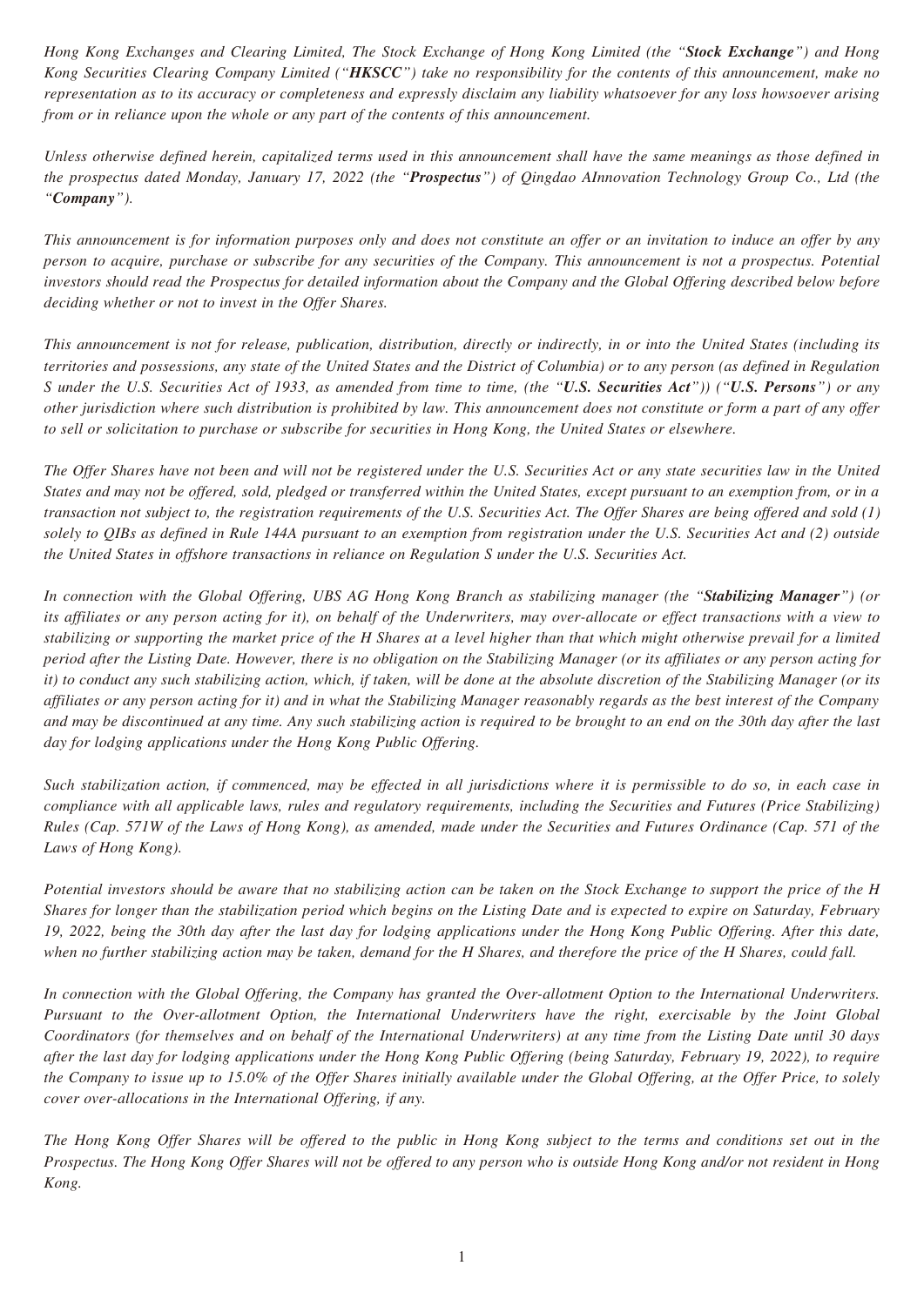*Hong Kong Exchanges and Clearing Limited, The Stock Exchange of Hong Kong Limited (the "**Stock Exchange**") and Hong Kong Securities Clearing Company Limited ("**HKSCC**") take no responsibility for the contents of this announcement, make no representation as to its accuracy or completeness and expressly disclaim any liability whatsoever for any loss howsoever arising from or in reliance upon the whole or any part of the contents of this announcement.*

*Unless otherwise defined herein, capitalized terms used in this announcement shall have the same meanings as those defined in the prospectus dated Monday, January 17, 2022 (the "**Prospectus**") of Qingdao AInnovation Technology Group Co., Ltd (the "**Company**").*

*This announcement is for information purposes only and does not constitute an offer or an invitation to induce an offer by any person to acquire, purchase or subscribe for any securities of the Company. This announcement is not a prospectus. Potential investors should read the Prospectus for detailed information about the Company and the Global Offering described below before deciding whether or not to invest in the Offer Shares.*

*This announcement is not for release, publication, distribution, directly or indirectly, in or into the United States (including its territories and possessions, any state of the United States and the District of Columbia) or to any person (as defined in Regulation S under the U.S. Securities Act of 1933, as amended from time to time, (the "**U.S. Securities Act**")) ("**U.S. Persons**") or any other jurisdiction where such distribution is prohibited by law. This announcement does not constitute or form a part of any offer to sell or solicitation to purchase or subscribe for securities in Hong Kong, the United States or elsewhere.*

*The Offer Shares have not been and will not be registered under the U.S. Securities Act or any state securities law in the United States and may not be offered, sold, pledged or transferred within the United States, except pursuant to an exemption from, or in a transaction not subject to, the registration requirements of the U.S. Securities Act. The Offer Shares are being offered and sold (1) solely to QIBs as defined in Rule 144A pursuant to an exemption from registration under the U.S. Securities Act and (2) outside the United States in offshore transactions in reliance on Regulation S under the U.S. Securities Act.*

*In connection with the Global Offering, UBS AG Hong Kong Branch as stabilizing manager (the "**Stabilizing Manager**") (or its affiliates or any person acting for it), on behalf of the Underwriters, may over-allocate or effect transactions with a view to stabilizing or supporting the market price of the H Shares at a level higher than that which might otherwise prevail for a limited period after the Listing Date. However, there is no obligation on the Stabilizing Manager (or its affiliates or any person acting for it) to conduct any such stabilizing action, which, if taken, will be done at the absolute discretion of the Stabilizing Manager (or its affiliates or any person acting for it) and in what the Stabilizing Manager reasonably regards as the best interest of the Company and may be discontinued at any time. Any such stabilizing action is required to be brought to an end on the 30th day after the last day for lodging applications under the Hong Kong Public Offering.*

*Such stabilization action, if commenced, may be effected in all jurisdictions where it is permissible to do so, in each case in compliance with all applicable laws, rules and regulatory requirements, including the Securities and Futures (Price Stabilizing) Rules (Cap. 571W of the Laws of Hong Kong), as amended, made under the Securities and Futures Ordinance (Cap. 571 of the Laws of Hong Kong).*

*Potential investors should be aware that no stabilizing action can be taken on the Stock Exchange to support the price of the H Shares for longer than the stabilization period which begins on the Listing Date and is expected to expire on Saturday, February 19, 2022, being the 30th day after the last day for lodging applications under the Hong Kong Public Offering. After this date, when no further stabilizing action may be taken, demand for the H Shares, and therefore the price of the H Shares, could fall.*

*In connection with the Global Offering, the Company has granted the Over-allotment Option to the International Underwriters. Pursuant to the Over-allotment Option, the International Underwriters have the right, exercisable by the Joint Global Coordinators (for themselves and on behalf of the International Underwriters) at any time from the Listing Date until 30 days after the last day for lodging applications under the Hong Kong Public Offering (being Saturday, February 19, 2022), to require the Company to issue up to 15.0% of the Offer Shares initially available under the Global Offering, at the Offer Price, to solely cover over-allocations in the International Offering, if any.*

*The Hong Kong Offer Shares will be offered to the public in Hong Kong subject to the terms and conditions set out in the Prospectus. The Hong Kong Offer Shares will not be offered to any person who is outside Hong Kong and/or not resident in Hong Kong.*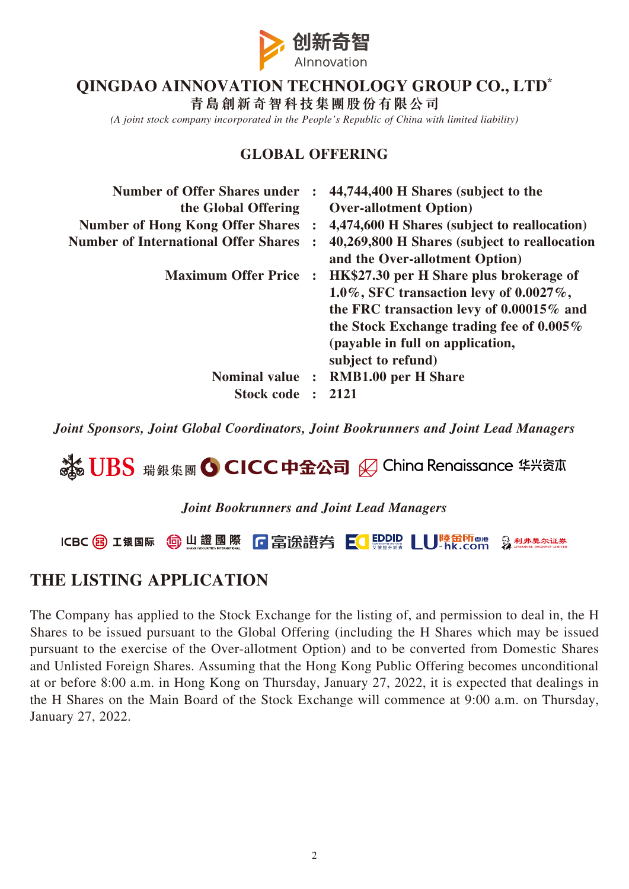创新奇智
AInnovation

# QINGDAO AINNOVATION TECHNOLOGY GROUP CO., LTD*

**青島創新奇智科技集團股份有限公司**

*(A joint stock company incorporated in the People's Republic of China with limited liability)*

## GLOBAL OFFERING

| | | |
|---|---|---|
| **Number of Offer Shares under the Global Offering** | **:** | **44,744,400 H Shares (subject to the Over-allotment Option)** |
| **Number of Hong Kong Offer Shares** | **:** | **4,474,600 H Shares (subject to reallocation)** |
| **Number of International Offer Shares** | **:** | **40,269,800 H Shares (subject to reallocation and the Over-allotment Option)** |
| **Maximum Offer Price** | **:** | **HK$27.30 per H Share plus brokerage of 1.0%, SFC transaction levy of 0.0027%, the FRC transaction levy of 0.00015% and the Stock Exchange trading fee of 0.005% (payable in full on application, subject to refund)** |
| **Nominal value** | **:** | **RMB1.00 per H Share** |
| **Stock code** | **:** | **2121** |

***Joint Sponsors, Joint Global Coordinators, Joint Bookrunners and Joint Lead Managers***

UBS 瑞銀集團 CICC 中金公司 China Renaissance 华兴资本

***Joint Bookrunners and Joint Lead Managers***

ICBC 工银国际 山證國際 富途證券 EDDID LU 陸金所香港 -hk.com 利弗莫尔证券

## THE LISTING APPLICATION

The Company has applied to the Stock Exchange for the listing of, and permission to deal in, the H Shares to be issued pursuant to the Global Offering (including the H Shares which may be issued pursuant to the exercise of the Over-allotment Option) and to be converted from Domestic Shares and Unlisted Foreign Shares. Assuming that the Hong Kong Public Offering becomes unconditional at or before 8:00 a.m. in Hong Kong on Thursday, January 27, 2022, it is expected that dealings in the H Shares on the Main Board of the Stock Exchange will commence at 9:00 a.m. on Thursday, January 27, 2022.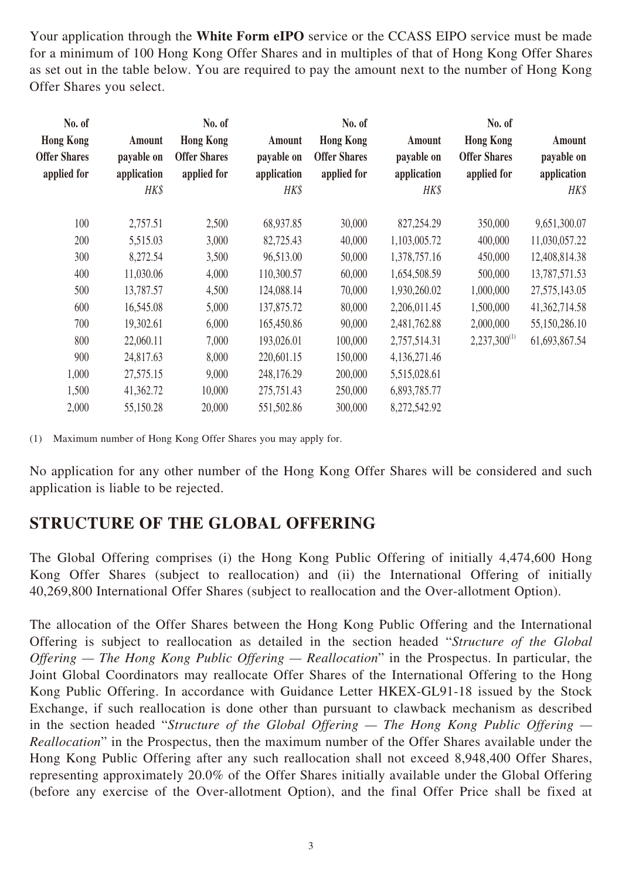Your application through the **White Form eIPO** service or the CCASS EIPO service must be made for a minimum of 100 Hong Kong Offer Shares and in multiples of that of Hong Kong Offer Shares as set out in the table below. You are required to pay the amount next to the number of Hong Kong Offer Shares you select.

| No. of Hong Kong Offer Shares applied for | Amount payable on application HK$ | No. of Hong Kong Offer Shares applied for | Amount payable on application HK$ | No. of Hong Kong Offer Shares applied for | Amount payable on application HK$ | No. of Hong Kong Offer Shares applied for | Amount payable on application HK$ |
|---|---|---|---|---|---|---|---|
| 100 | 2,757.51 | 2,500 | 68,937.85 | 30,000 | 827,254.29 | 350,000 | 9,651,300.07 |
| 200 | 5,515.03 | 3,000 | 82,725.43 | 40,000 | 1,103,005.72 | 400,000 | 11,030,057.22 |
| 300 | 8,272.54 | 3,500 | 96,513.00 | 50,000 | 1,378,757.16 | 450,000 | 12,408,814.38 |
| 400 | 11,030.06 | 4,000 | 110,300.57 | 60,000 | 1,654,508.59 | 500,000 | 13,787,571.53 |
| 500 | 13,787.57 | 4,500 | 124,088.14 | 70,000 | 1,930,260.02 | 1,000,000 | 27,575,143.05 |
| 600 | 16,545.08 | 5,000 | 137,875.72 | 80,000 | 2,206,011.45 | 1,500,000 | 41,362,714.58 |
| 700 | 19,302.61 | 6,000 | 165,450.86 | 90,000 | 2,481,762.88 | 2,000,000 | 55,150,286.10 |
| 800 | 22,060.11 | 7,000 | 193,026.01 | 100,000 | 2,757,514.31 | 2,237,300(1) | 61,693,867.54 |
| 900 | 24,817.63 | 8,000 | 220,601.15 | 150,000 | 4,136,271.46 | | |
| 1,000 | 27,575.15 | 9,000 | 248,176.29 | 200,000 | 5,515,028.61 | | |
| 1,500 | 41,362.72 | 10,000 | 275,751.43 | 250,000 | 6,893,785.77 | | |
| 2,000 | 55,150.28 | 20,000 | 551,502.86 | 300,000 | 8,272,542.92 | | |

(1) Maximum number of Hong Kong Offer Shares you may apply for.

No application for any other number of the Hong Kong Offer Shares will be considered and such application is liable to be rejected.

## STRUCTURE OF THE GLOBAL OFFERING

The Global Offering comprises (i) the Hong Kong Public Offering of initially 4,474,600 Hong Kong Offer Shares (subject to reallocation) and (ii) the International Offering of initially 40,269,800 International Offer Shares (subject to reallocation and the Over-allotment Option).

The allocation of the Offer Shares between the Hong Kong Public Offering and the International Offering is subject to reallocation as detailed in the section headed "*Structure of the Global Offering — The Hong Kong Public Offering — Reallocation*" in the Prospectus. In particular, the Joint Global Coordinators may reallocate Offer Shares of the International Offering to the Hong Kong Public Offering. In accordance with Guidance Letter HKEX-GL91-18 issued by the Stock Exchange, if such reallocation is done other than pursuant to clawback mechanism as described in the section headed "*Structure of the Global Offering — The Hong Kong Public Offering — Reallocation*" in the Prospectus, then the maximum number of the Offer Shares available under the Hong Kong Public Offering after any such reallocation shall not exceed 8,948,400 Offer Shares, representing approximately 20.0% of the Offer Shares initially available under the Global Offering (before any exercise of the Over-allotment Option), and the final Offer Price shall be fixed at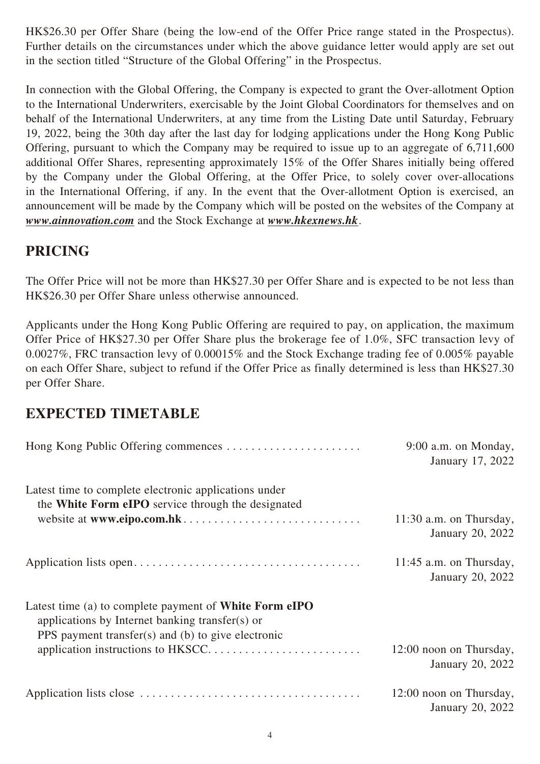HK$26.30 per Offer Share (being the low-end of the Offer Price range stated in the Prospectus). Further details on the circumstances under which the above guidance letter would apply are set out in the section titled "Structure of the Global Offering" in the Prospectus.

In connection with the Global Offering, the Company is expected to grant the Over-allotment Option to the International Underwriters, exercisable by the Joint Global Coordinators for themselves and on behalf of the International Underwriters, at any time from the Listing Date until Saturday, February 19, 2022, being the 30th day after the last day for lodging applications under the Hong Kong Public Offering, pursuant to which the Company may be required to issue up to an aggregate of 6,711,600 additional Offer Shares, representing approximately 15% of the Offer Shares initially being offered by the Company under the Global Offering, at the Offer Price, to solely cover over-allocations in the International Offering, if any. In the event that the Over-allotment Option is exercised, an announcement will be made by the Company which will be posted on the websites of the Company at ***www.ainnovation.com*** and the Stock Exchange at ***www.hkexnews.hk***.

## PRICING

The Offer Price will not be more than HK$27.30 per Offer Share and is expected to be not less than HK$26.30 per Offer Share unless otherwise announced.

Applicants under the Hong Kong Public Offering are required to pay, on application, the maximum Offer Price of HK$27.30 per Offer Share plus the brokerage fee of 1.0%, SFC transaction levy of 0.0027%, FRC transaction levy of 0.00015% and the Stock Exchange trading fee of 0.005% payable on each Offer Share, subject to refund if the Offer Price as finally determined is less than HK$27.30 per Offer Share.

## EXPECTED TIMETABLE

| | |
|---|---|
| Hong Kong Public Offering commences | 9:00 a.m. on Monday, January 17, 2022 |
| Latest time to complete electronic applications under the **White Form eIPO** service through the designated website at **www.eipo.com.hk** | 11:30 a.m. on Thursday, January 20, 2022 |
| Application lists open | 11:45 a.m. on Thursday, January 20, 2022 |
| Latest time (a) to complete payment of **White Form eIPO** applications by Internet banking transfer(s) or PPS payment transfer(s) and (b) to give electronic application instructions to HKSCC | 12:00 noon on Thursday, January 20, 2022 |
| Application lists close | 12:00 noon on Thursday, January 20, 2022 |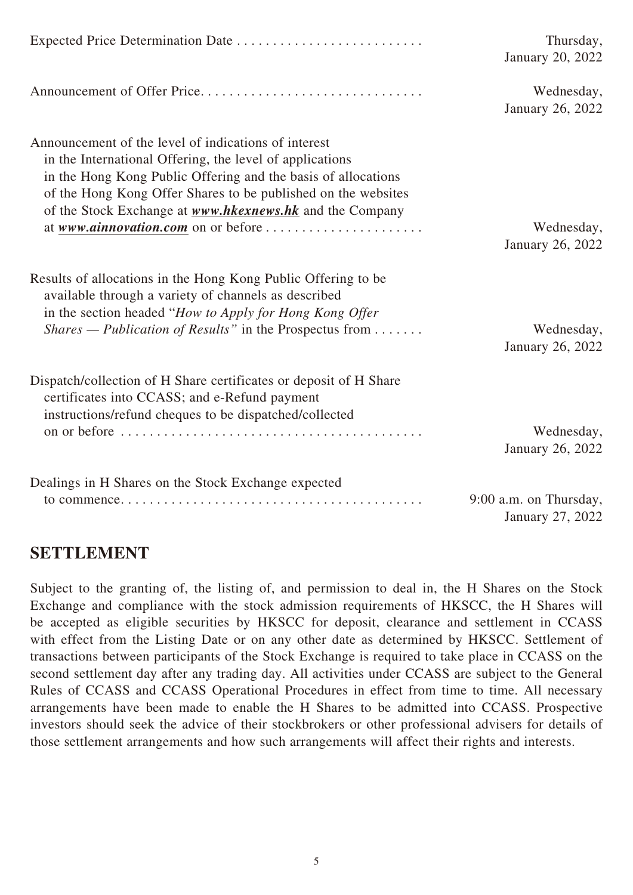| | |
|---|---|
| Expected Price Determination Date | Thursday, January 20, 2022 |
| Announcement of Offer Price | Wednesday, January 26, 2022 |
| Announcement of the level of indications of interest in the International Offering, the level of applications in the Hong Kong Public Offering and the basis of allocations of the Hong Kong Offer Shares to be published on the websites of the Stock Exchange at ***www.hkexnews.hk*** and the Company at ***www.ainnovation.com*** on or before | Wednesday, January 26, 2022 |
| Results of allocations in the Hong Kong Public Offering to be available through a variety of channels as described in the section headed "*How to Apply for Hong Kong Offer Shares — Publication of Results"* in the Prospectus from | Wednesday, January 26, 2022 |
| Dispatch/collection of H Share certificates or deposit of H Share certificates into CCASS; and e-Refund payment instructions/refund cheques to be dispatched/collected on or before | Wednesday, January 26, 2022 |
| Dealings in H Shares on the Stock Exchange expected to commence | 9:00 a.m. on Thursday, January 27, 2022 |

## SETTLEMENT

Subject to the granting of, the listing of, and permission to deal in, the H Shares on the Stock Exchange and compliance with the stock admission requirements of HKSCC, the H Shares will be accepted as eligible securities by HKSCC for deposit, clearance and settlement in CCASS with effect from the Listing Date or on any other date as determined by HKSCC. Settlement of transactions between participants of the Stock Exchange is required to take place in CCASS on the second settlement day after any trading day. All activities under CCASS are subject to the General Rules of CCASS and CCASS Operational Procedures in effect from time to time. All necessary arrangements have been made to enable the H Shares to be admitted into CCASS. Prospective investors should seek the advice of their stockbrokers or other professional advisers for details of those settlement arrangements and how such arrangements will affect their rights and interests.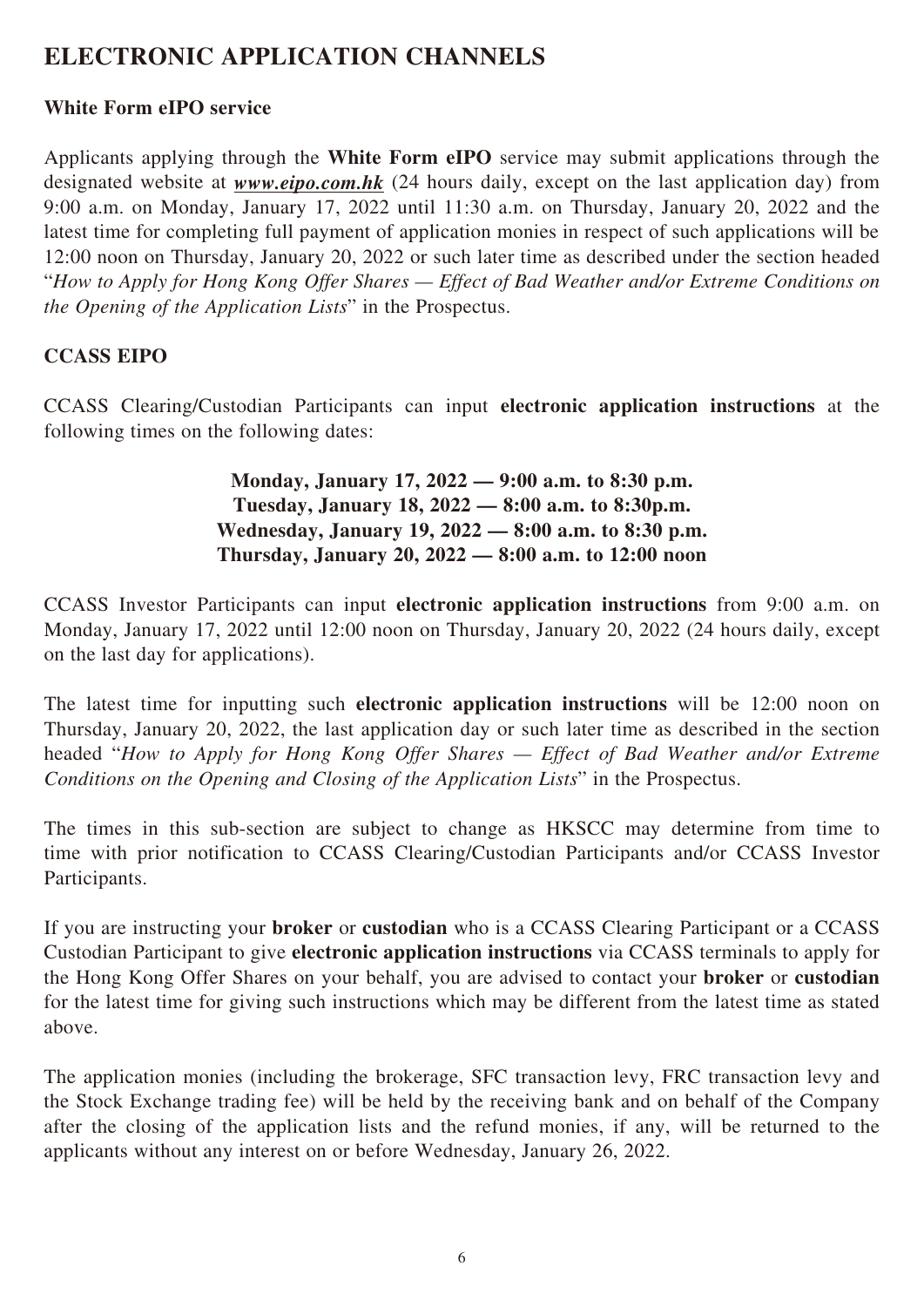# ELECTRONIC APPLICATION CHANNELS

## White Form eIPO service

Applicants applying through the **White Form eIPO** service may submit applications through the designated website at ***www.eipo.com.hk*** (24 hours daily, except on the last application day) from 9:00 a.m. on Monday, January 17, 2022 until 11:30 a.m. on Thursday, January 20, 2022 and the latest time for completing full payment of application monies in respect of such applications will be 12:00 noon on Thursday, January 20, 2022 or such later time as described under the section headed "*How to Apply for Hong Kong Offer Shares — Effect of Bad Weather and/or Extreme Conditions on the Opening of the Application Lists*" in the Prospectus.

## CCASS EIPO

CCASS Clearing/Custodian Participants can input **electronic application instructions** at the following times on the following dates:

**Monday, January 17, 2022 — 9:00 a.m. to 8:30 p.m.**
**Tuesday, January 18, 2022 — 8:00 a.m. to 8:30p.m.**
**Wednesday, January 19, 2022 — 8:00 a.m. to 8:30 p.m.**
**Thursday, January 20, 2022 — 8:00 a.m. to 12:00 noon**

CCASS Investor Participants can input **electronic application instructions** from 9:00 a.m. on Monday, January 17, 2022 until 12:00 noon on Thursday, January 20, 2022 (24 hours daily, except on the last day for applications).

The latest time for inputting such **electronic application instructions** will be 12:00 noon on Thursday, January 20, 2022, the last application day or such later time as described in the section headed "*How to Apply for Hong Kong Offer Shares — Effect of Bad Weather and/or Extreme Conditions on the Opening and Closing of the Application Lists*" in the Prospectus.

The times in this sub-section are subject to change as HKSCC may determine from time to time with prior notification to CCASS Clearing/Custodian Participants and/or CCASS Investor Participants.

If you are instructing your **broker** or **custodian** who is a CCASS Clearing Participant or a CCASS Custodian Participant to give **electronic application instructions** via CCASS terminals to apply for the Hong Kong Offer Shares on your behalf, you are advised to contact your **broker** or **custodian** for the latest time for giving such instructions which may be different from the latest time as stated above.

The application monies (including the brokerage, SFC transaction levy, FRC transaction levy and the Stock Exchange trading fee) will be held by the receiving bank and on behalf of the Company after the closing of the application lists and the refund monies, if any, will be returned to the applicants without any interest on or before Wednesday, January 26, 2022.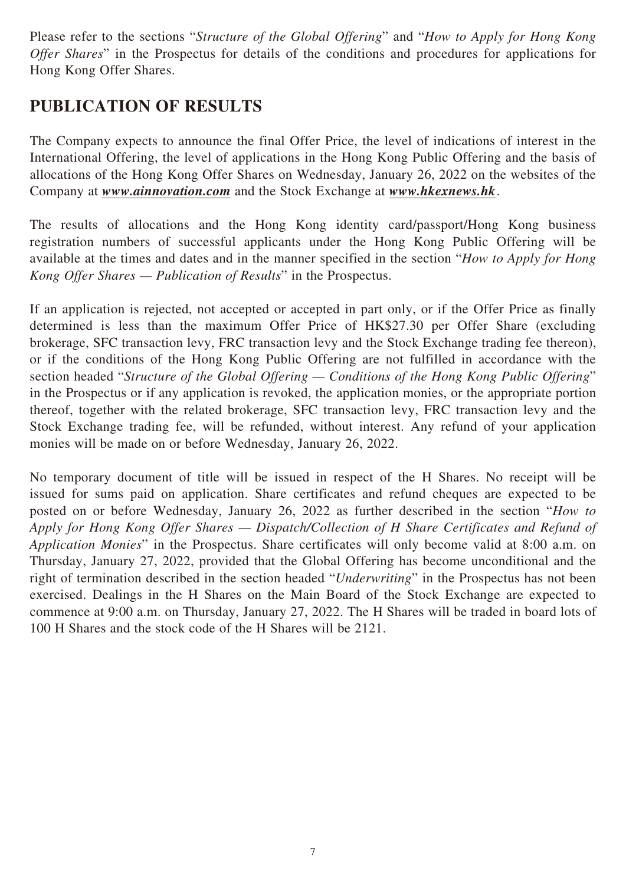Please refer to the sections "*Structure of the Global Offering*" and "*How to Apply for Hong Kong Offer Shares*" in the Prospectus for details of the conditions and procedures for applications for Hong Kong Offer Shares.

## PUBLICATION OF RESULTS

The Company expects to announce the final Offer Price, the level of indications of interest in the International Offering, the level of applications in the Hong Kong Public Offering and the basis of allocations of the Hong Kong Offer Shares on Wednesday, January 26, 2022 on the websites of the Company at ***www.ainnovation.com*** and the Stock Exchange at ***www.hkexnews.hk***.

The results of allocations and the Hong Kong identity card/passport/Hong Kong business registration numbers of successful applicants under the Hong Kong Public Offering will be available at the times and dates and in the manner specified in the section "*How to Apply for Hong Kong Offer Shares — Publication of Results*" in the Prospectus.

If an application is rejected, not accepted or accepted in part only, or if the Offer Price as finally determined is less than the maximum Offer Price of HK$27.30 per Offer Share (excluding brokerage, SFC transaction levy, FRC transaction levy and the Stock Exchange trading fee thereon), or if the conditions of the Hong Kong Public Offering are not fulfilled in accordance with the section headed "*Structure of the Global Offering — Conditions of the Hong Kong Public Offering*" in the Prospectus or if any application is revoked, the application monies, or the appropriate portion thereof, together with the related brokerage, SFC transaction levy, FRC transaction levy and the Stock Exchange trading fee, will be refunded, without interest. Any refund of your application monies will be made on or before Wednesday, January 26, 2022.

No temporary document of title will be issued in respect of the H Shares. No receipt will be issued for sums paid on application. Share certificates and refund cheques are expected to be posted on or before Wednesday, January 26, 2022 as further described in the section "*How to Apply for Hong Kong Offer Shares — Dispatch/Collection of H Share Certificates and Refund of Application Monies*" in the Prospectus. Share certificates will only become valid at 8:00 a.m. on Thursday, January 27, 2022, provided that the Global Offering has become unconditional and the right of termination described in the section headed "*Underwriting*" in the Prospectus has not been exercised. Dealings in the H Shares on the Main Board of the Stock Exchange are expected to commence at 9:00 a.m. on Thursday, January 27, 2022. The H Shares will be traded in board lots of 100 H Shares and the stock code of the H Shares will be 2121.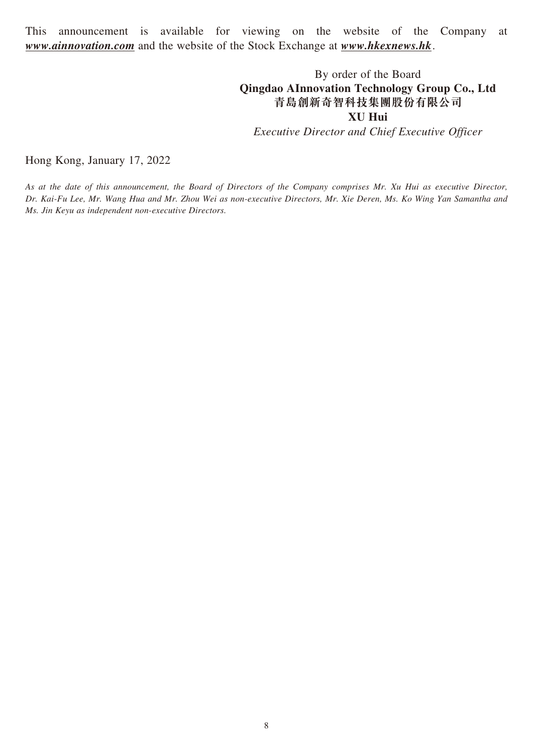This announcement is available for viewing on the website of the Company at ***www.ainnovation.com*** and the website of the Stock Exchange at ***www.hkexnews.hk***.

By order of the Board
**Qingdao AInnovation Technology Group Co., Ltd**
**青島創新奇智科技集團股份有限公司**
**XU Hui**
*Executive Director and Chief Executive Officer*

Hong Kong, January 17, 2022

*As at the date of this announcement, the Board of Directors of the Company comprises Mr. Xu Hui as executive Director, Dr. Kai-Fu Lee, Mr. Wang Hua and Mr. Zhou Wei as non-executive Directors, Mr. Xie Deren, Ms. Ko Wing Yan Samantha and Ms. Jin Keyu as independent non-executive Directors.*